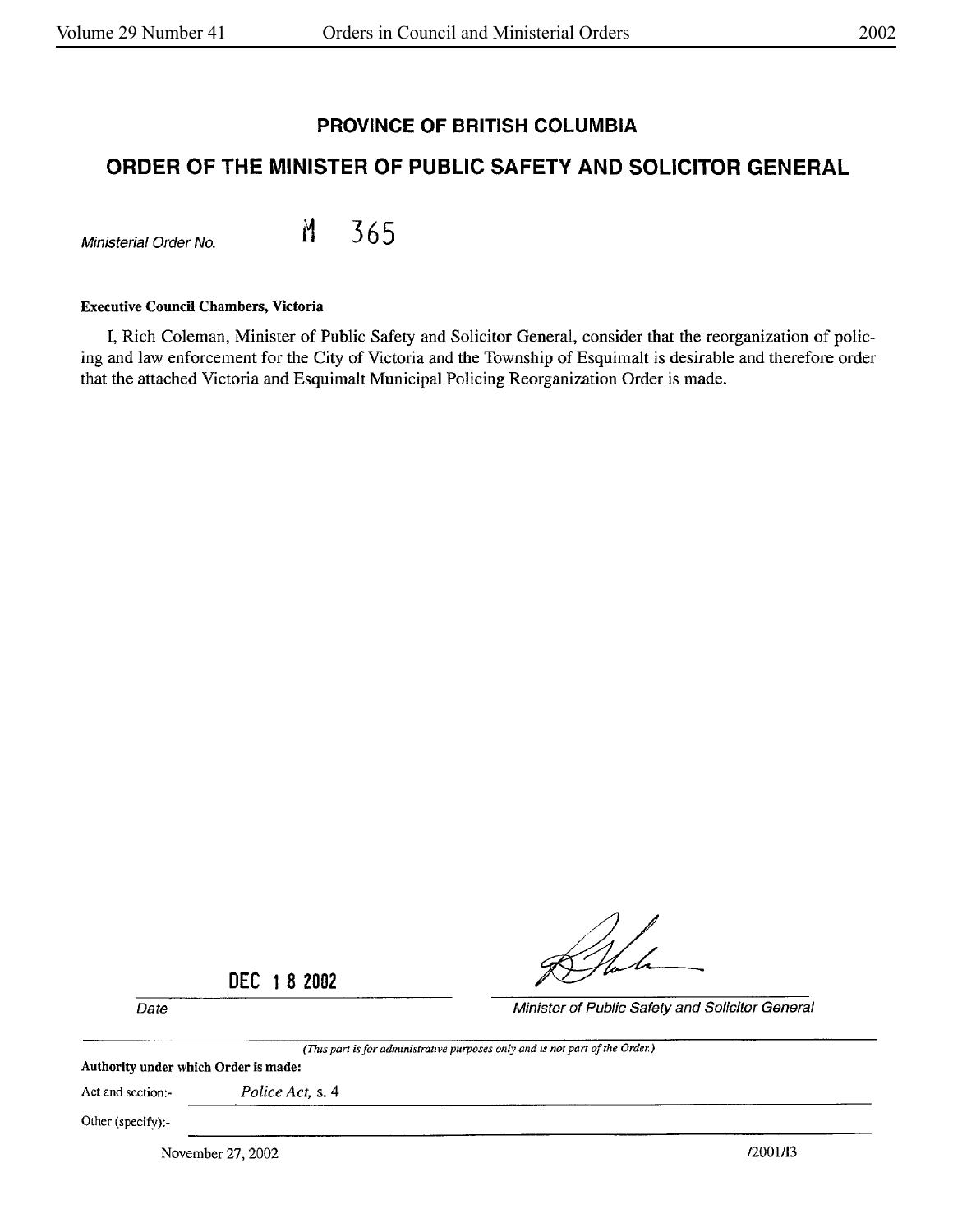## PROVINCE OF BRITISH COLUMBIA

## ORDER OF THE MINISTER OF PUBLIC SAFETY AND SOLICITOR GENERAL

*Ministerial Order No.* M 365

**Executive Council Chambers, Victoria**

I, Rich Coleman, Minister of Public Safety and Solicitor General, consider that the reorganization of policing and law enforcement for the City of Victoria and the Township of Esquimalt is desirable and therefore order that the attached Victoria and Esquimalt Municipal Policing Reorganization Order is made.

DEC 18 2002

*Date*

*Minister of Public Safety and Solicitor General*

*(This part is for administrative purposes only and is not part of the Order.)*

**Authority under which Order is made:**

Act and section:- *Police Act,* s. 4

Other (specify):-

November 27, 2002 /2001/13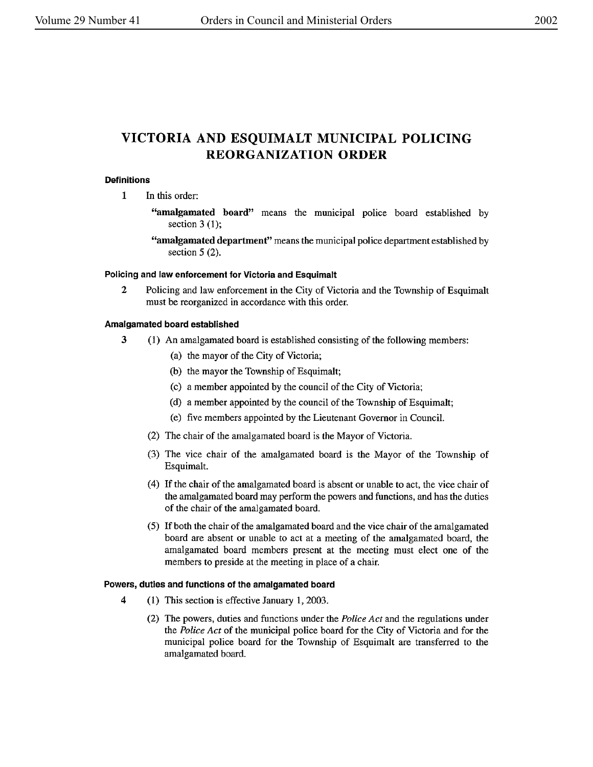# VICTORIA AND ESQUIMALT MUNICIPAL POLICING REORGANIZATION ORDER

#### Definitions

**1** In this order:

**"amalgamated board"** means the municipal police board established by section 3 (1);

**"amalgamated department"** means the municipal police department established by section 5 (2).

#### Policing and law enforcement for Victoria and Esquimalt

**2** Policing and law enforcement in the City of Victoria and the Township of Esquimalt must be reorganized in accordance with this order.

#### Amalgamated board established

**3** (1) An amalgamated board is established consisting of the following members:

(a) the mayor of the City of Victoria;

(b) the mayor the Township of Esquimalt;

(c) a member appointed by the council of the City of Victoria;

(d) a member appointed by the council of the Township of Esquimalt;

(e) five members appointed by the Lieutenant Governor in Council.

(2) The chair of the amalgamated board is the Mayor of Victoria.

(3) The vice chair of the amalgamated board is the Mayor of the Township of Esquimalt.

(4) If the chair of the amalgamated board is absent or unable to act, the vice chair of the amalgamated board may perform the powers and functions, and has the duties of the chair of the amalgamated board.

(5) If both the chair of the amalgamated board and the vice chair of the amalgamated board are absent or unable to act at a meeting of the amalgamated board, the amalgamated board members present at the meeting must elect one of the members to preside at the meeting in place of a chair.

#### Powers, duties and functions of the amalgamated board

**4** (1) This section is effective January 1, 2003.

(2) The powers, duties and functions under the *Police Act* and the regulations under the *Police Act* of the municipal police board for the City of Victoria and for the municipal police board for the Township of Esquimalt are transferred to the amalgamated board.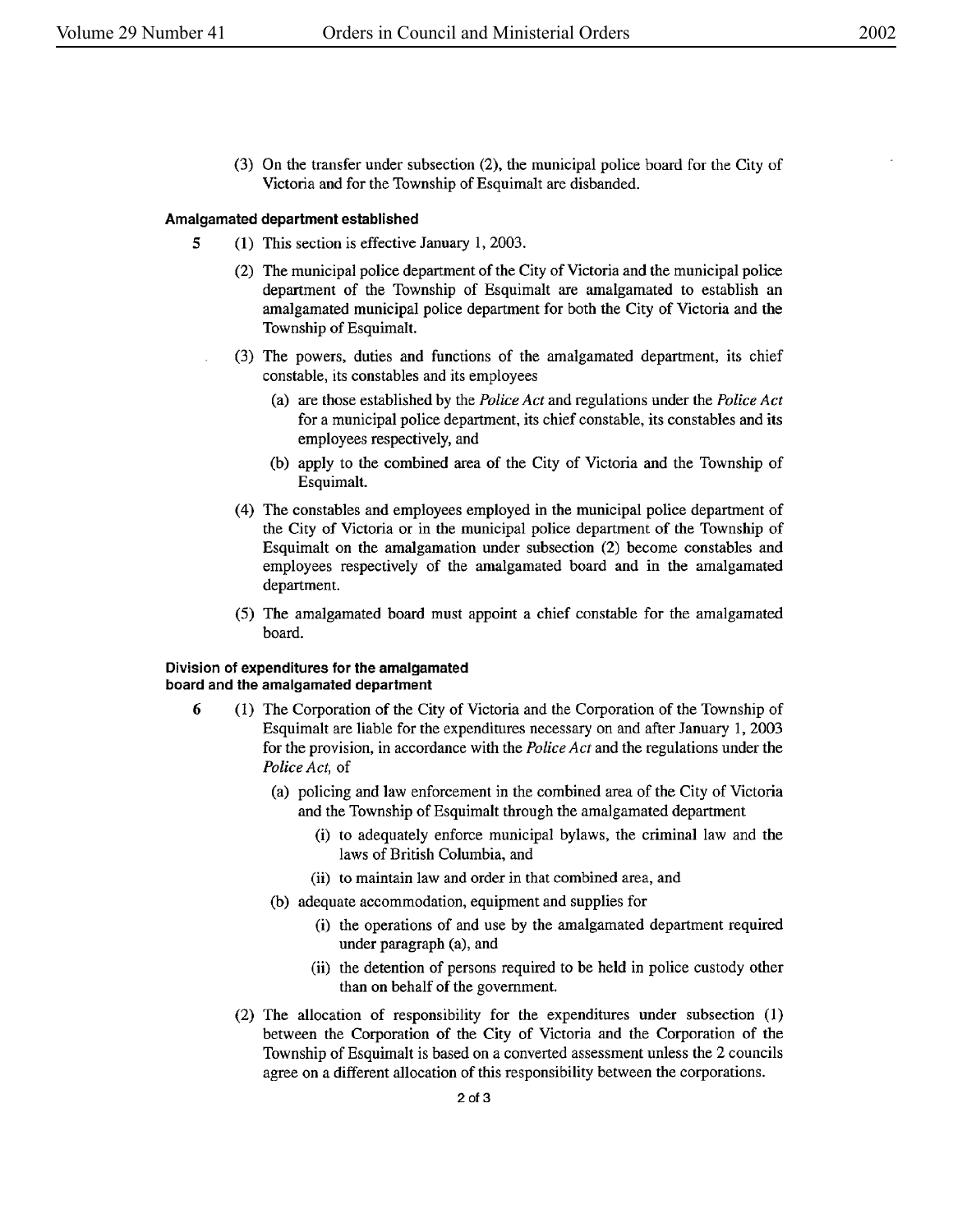(3) On the transfer under subsection (2), the municipal police board for the City of Victoria and for the Township of Esquimalt are disbanded.

#### Amalgamated department established

**5** (1) This section is effective January 1, 2003.

(2) The municipal police department of the City of Victoria and the municipal police department of the Township of Esquimalt are amalgamated to establish an amalgamated municipal police department for both the City of Victoria and the Township of Esquimalt.

(3) The powers, duties and functions of the amalgamated department, its chief constable, its constables and its employees

(a) are those established by the *Police Act* and regulations under the *Police Act* for a municipal police department, its chief constable, its constables and its employees respectively, and

(b) apply to the combined area of the City of Victoria and the Township of Esquimalt.

(4) The constables and employees employed in the municipal police department of the City of Victoria or in the municipal police department of the Township of Esquimalt on the amalgamation under subsection (2) become constables and employees respectively of the amalgamated board and in the amalgamated department.

(5) The amalgamated board must appoint a chief constable for the amalgamated board.

#### Division of expenditures for the amalgamated board and the amalgamated department

**6** (1) The Corporation of the City of Victoria and the Corporation of the Township of Esquimalt are liable for the expenditures necessary on and after January 1, 2003 for the provision, in accordance with the *Police Act* and the regulations under the *Police Act*, of

(a) policing and law enforcement in the combined area of the City of Victoria and the Township of Esquimalt through the amalgamated department

(i) to adequately enforce municipal bylaws, the criminal law and the laws of British Columbia, and

(ii) to maintain law and order in that combined area, and

(b) adequate accommodation, equipment and supplies for

(i) the operations of and use by the amalgamated department required under paragraph (a), and

(ii) the detention of persons required to be held in police custody other than on behalf of the government.

(2) The allocation of responsibility for the expenditures under subsection (1) between the Corporation of the City of Victoria and the Corporation of the Township of Esquimalt is based on a converted assessment unless the 2 councils agree on a different allocation of this responsibility between the corporations.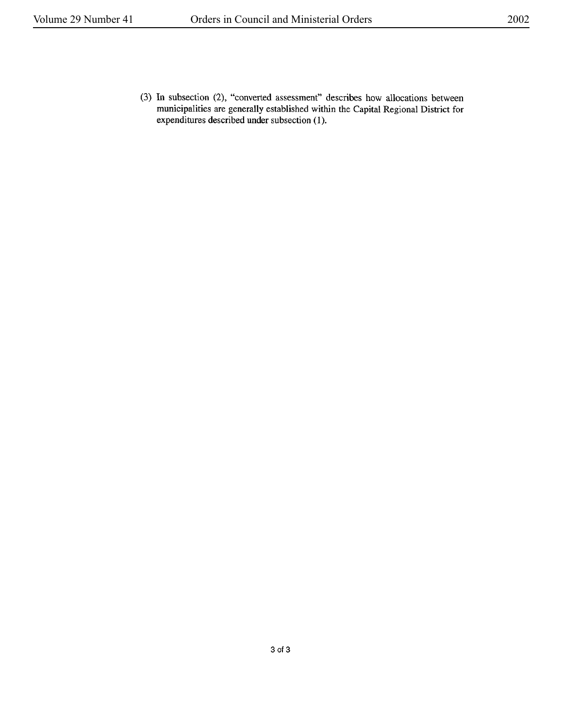(3) In subsection (2), "converted assessment" describes how allocations between municipalities are generally established within the Capital Regional District for expenditures described under subsection (1).